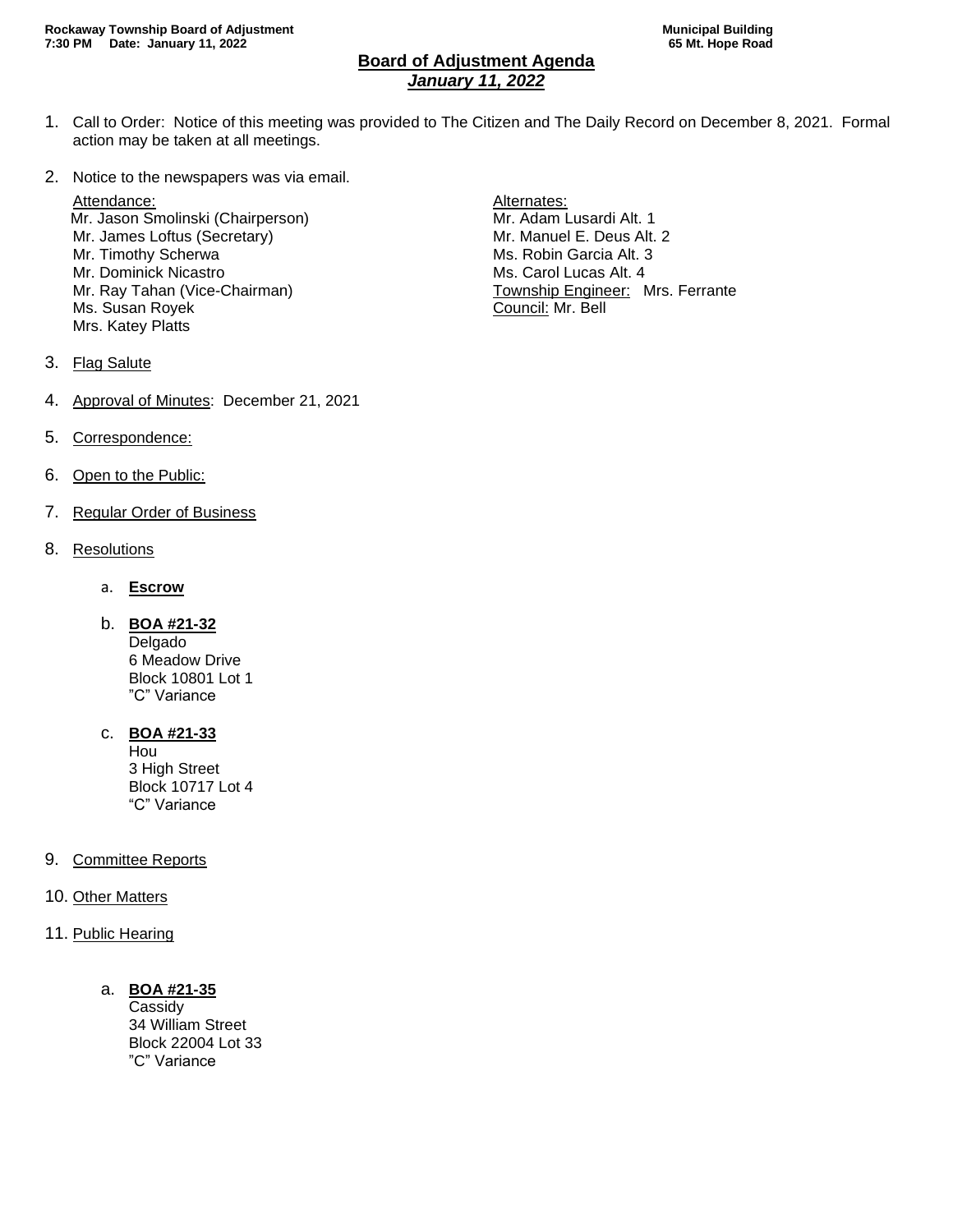Rockaway Township Board of Adjustment
7:30 PM Date: January 11, 2022

Municipal Building
65 Mt. Hope Road

# Board of Adjustment Agenda
## *January 11, 2022*

1. Call to Order: Notice of this meeting was provided to The Citizen and The Daily Record on December 8, 2021. Formal action may be taken at all meetings.

2. Notice to the newspapers was via email.

   Attendance:
   Mr. Jason Smolinski (Chairperson)
   Mr. James Loftus (Secretary)
   Mr. Timothy Scherwa
   Mr. Dominick Nicastro
   Mr. Ray Tahan (Vice-Chairman)
   Ms. Susan Royek
   Mrs. Katey Platts

   Alternates:
   Mr. Adam Lusardi Alt. 1
   Mr. Manuel E. Deus Alt. 2
   Ms. Robin Garcia Alt. 3
   Ms. Carol Lucas Alt. 4
   Township Engineer: Mrs. Ferrante
   Council: Mr. Bell

3. Flag Salute

4. Approval of Minutes: December 21, 2021

5. Correspondence:

6. Open to the Public:

7. Regular Order of Business

8. Resolutions

   a. **Escrow**

   b. **BOA #21-32**
      Delgado
      6 Meadow Drive
      Block 10801 Lot 1
      "C" Variance

   c. **BOA #21-33**
      Hou
      3 High Street
      Block 10717 Lot 4
      "C" Variance

9. Committee Reports

10. Other Matters

11. Public Hearing

    a. **BOA #21-35**
       Cassidy
       34 William Street
       Block 22004 Lot 33
       "C" Variance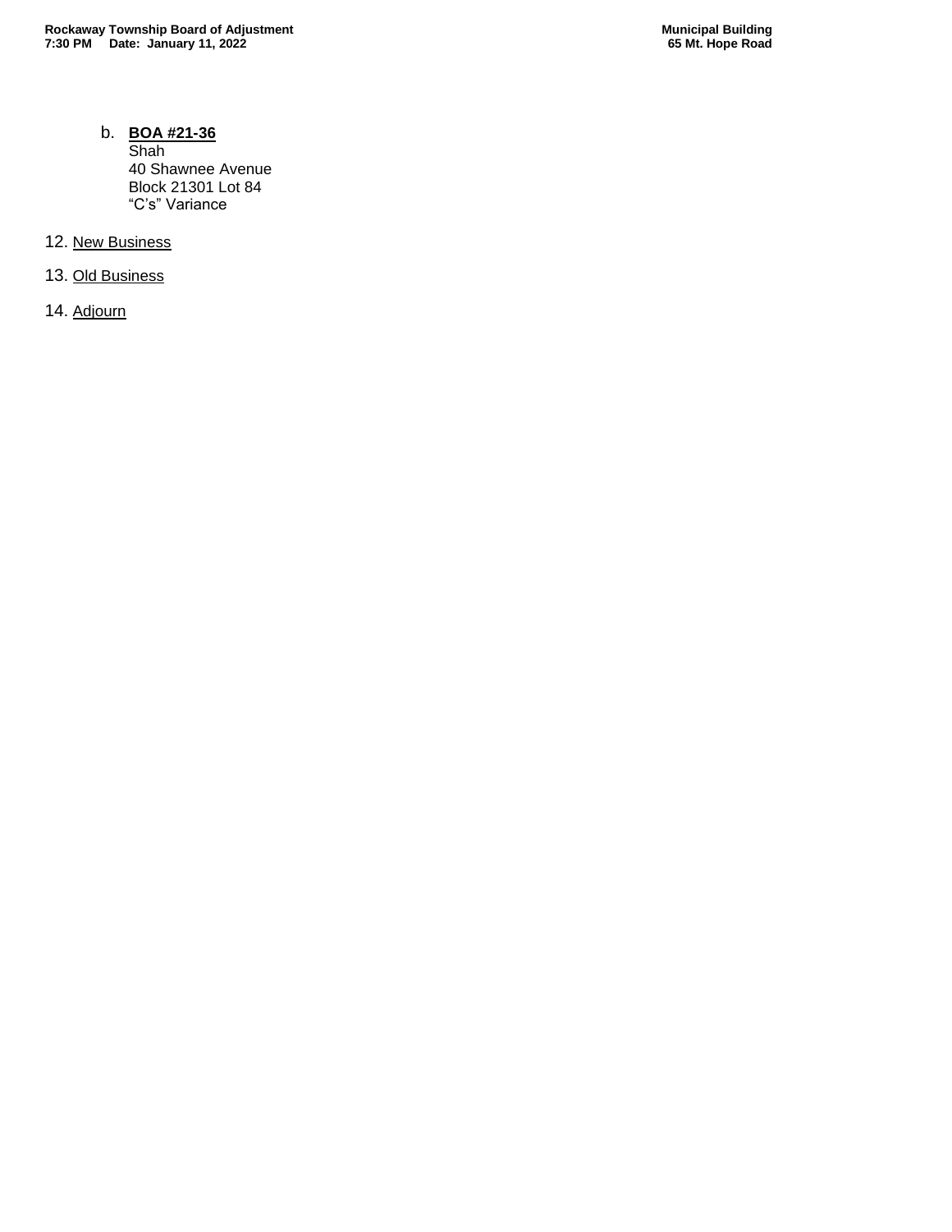b. **BOA #21-36**
   Shah
   40 Shawnee Avenue
   Block 21301 Lot 84
   "C's" Variance

12. New Business

13. Old Business

14. Adjourn